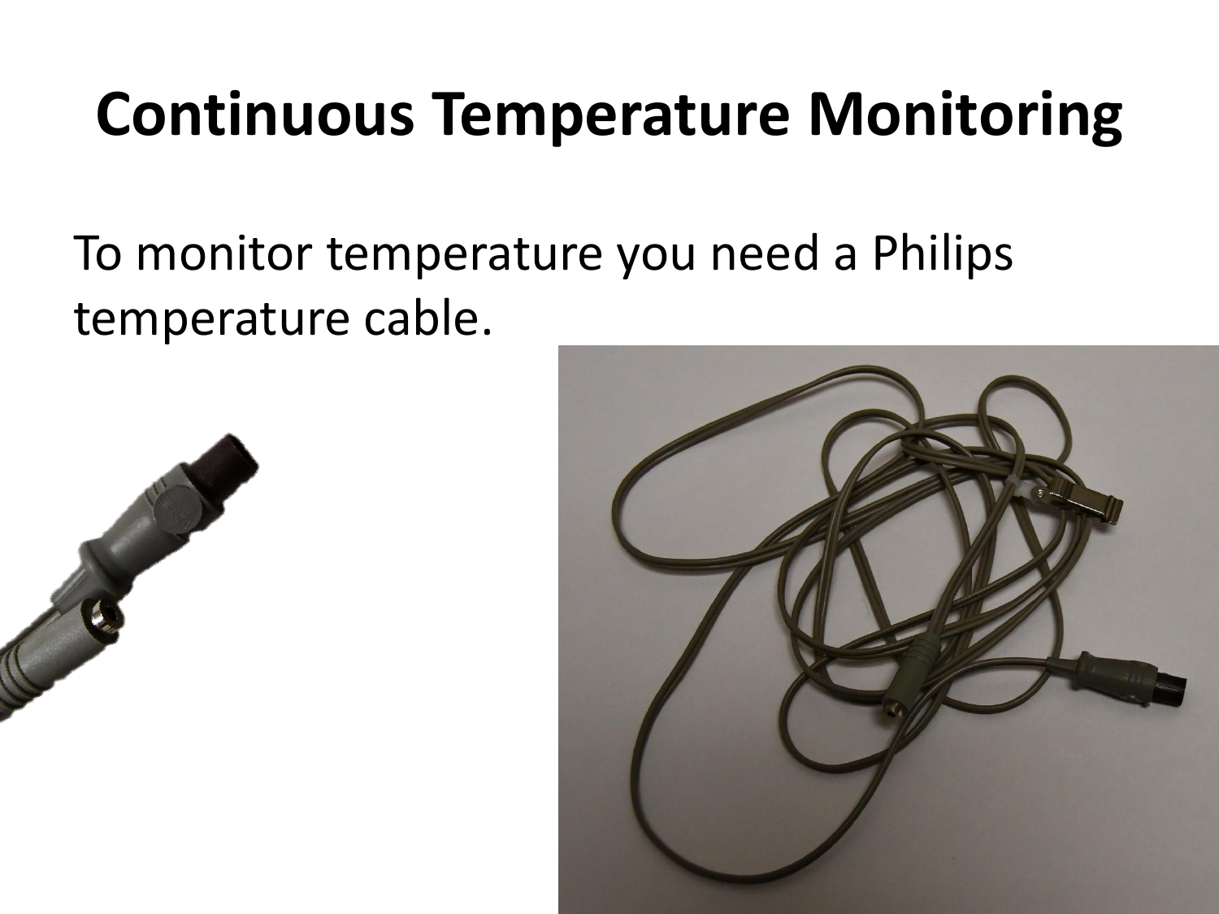# Continuous Temperature Monitoring

To monitor temperature you need a Philips temperature cable.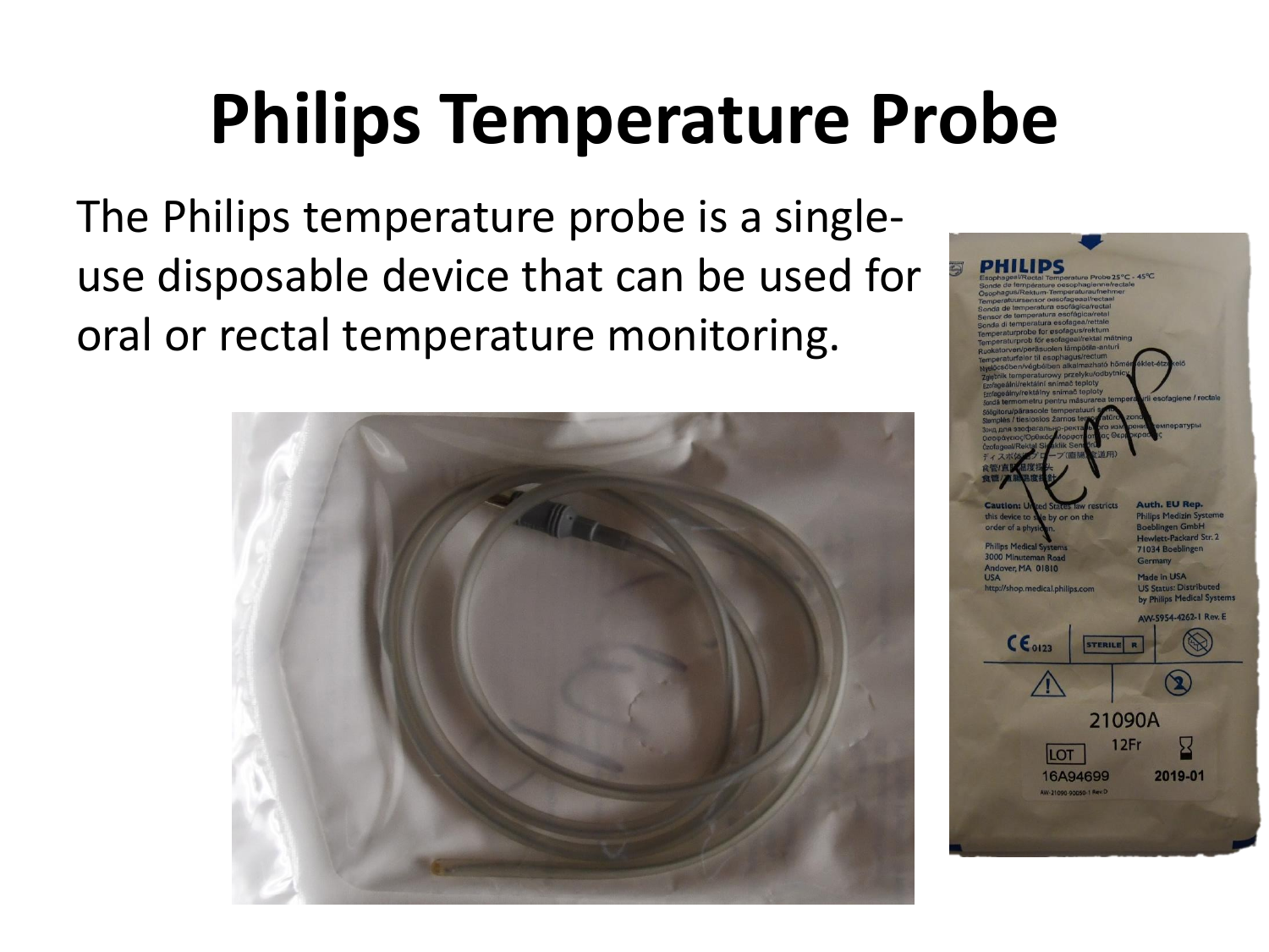# Philips Temperature Probe

The Philips temperature probe is a single-use disposable device that can be used for oral or rectal temperature monitoring.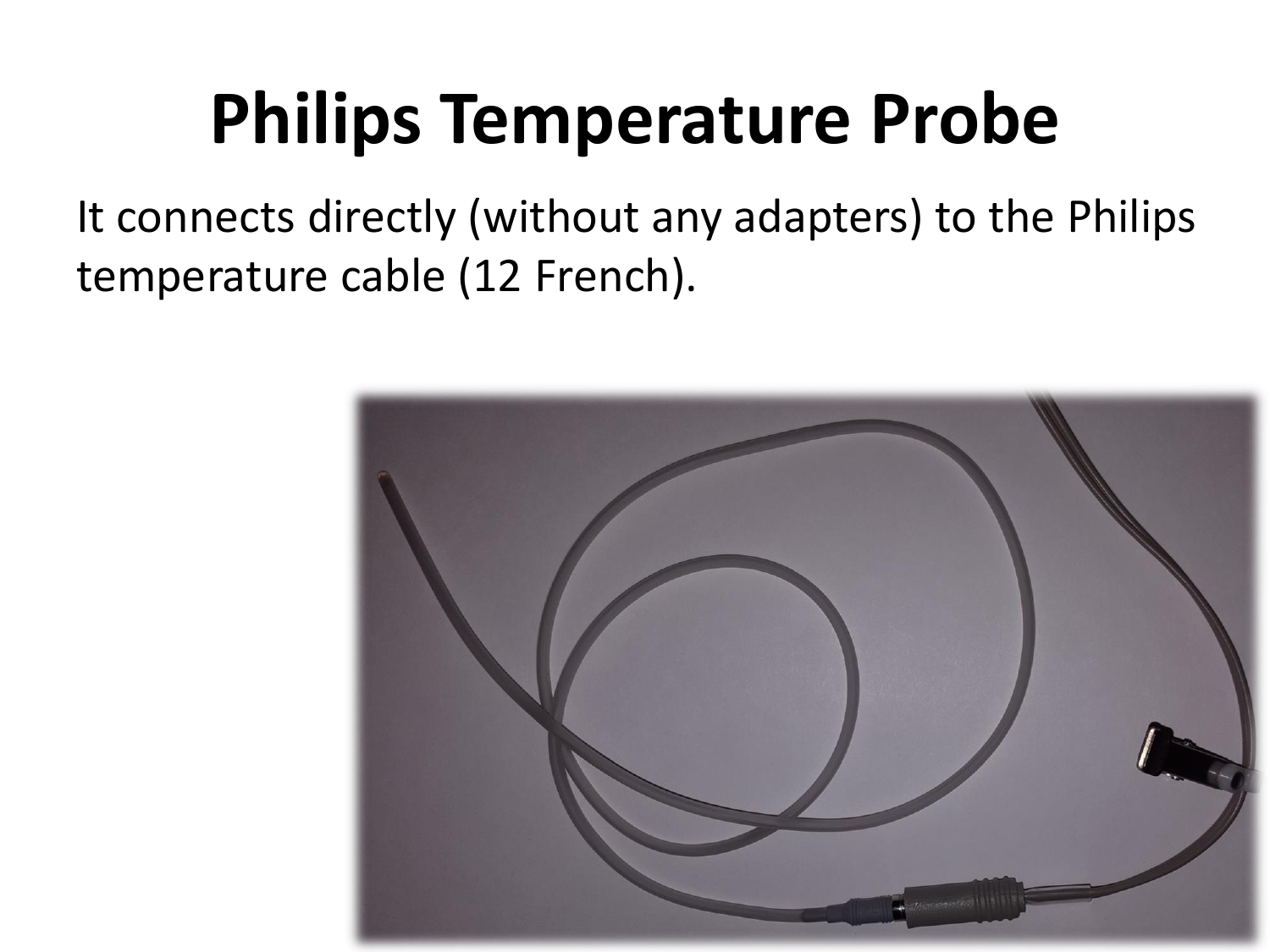# Philips Temperature Probe

It connects directly (without any adapters) to the Philips temperature cable (12 French).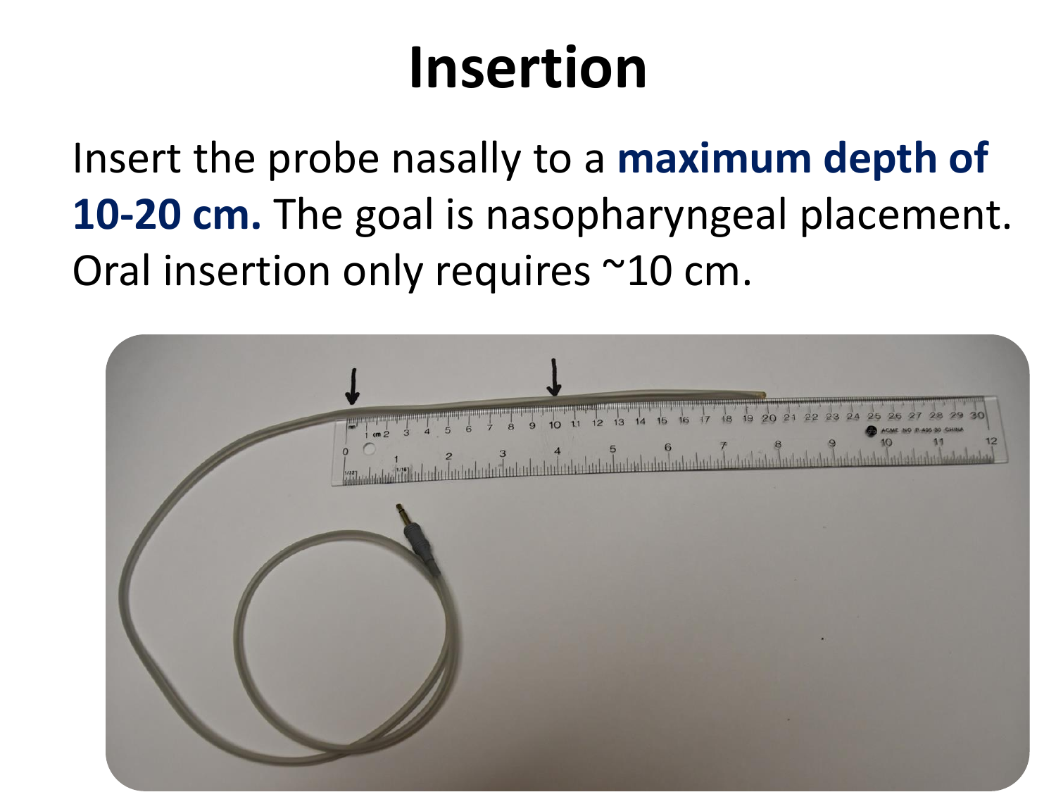# Insertion

Insert the probe nasally to a **maximum depth of 10-20 cm.** The goal is nasopharyngeal placement. Oral insertion only requires ~10 cm.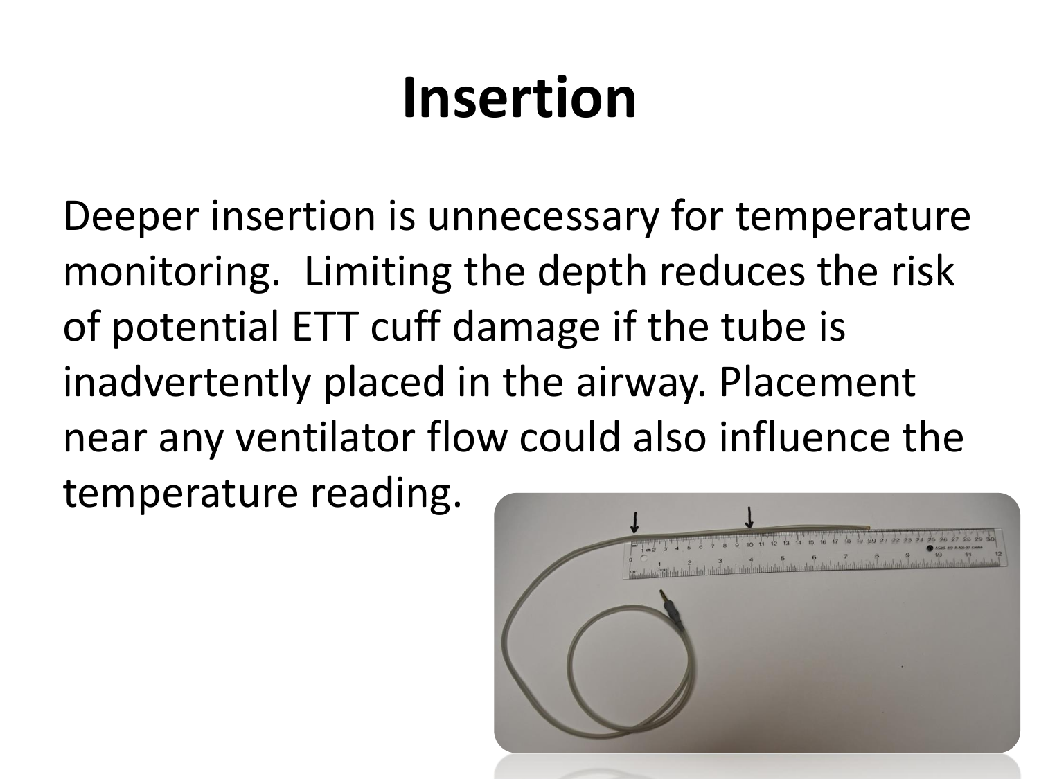# Insertion

Deeper insertion is unnecessary for temperature monitoring. Limiting the depth reduces the risk of potential ETT cuff damage if the tube is inadvertently placed in the airway. Placement near any ventilator flow could also influence the temperature reading.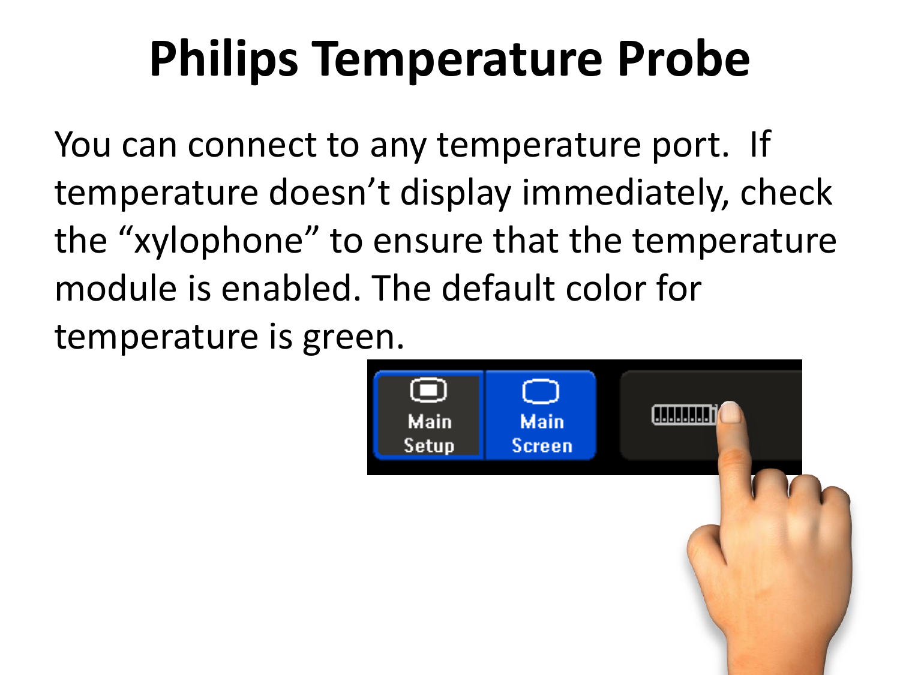# Philips Temperature Probe

You can connect to any temperature port. If temperature doesn't display immediately, check the "xylophone" to ensure that the temperature module is enabled. The default color for temperature is green.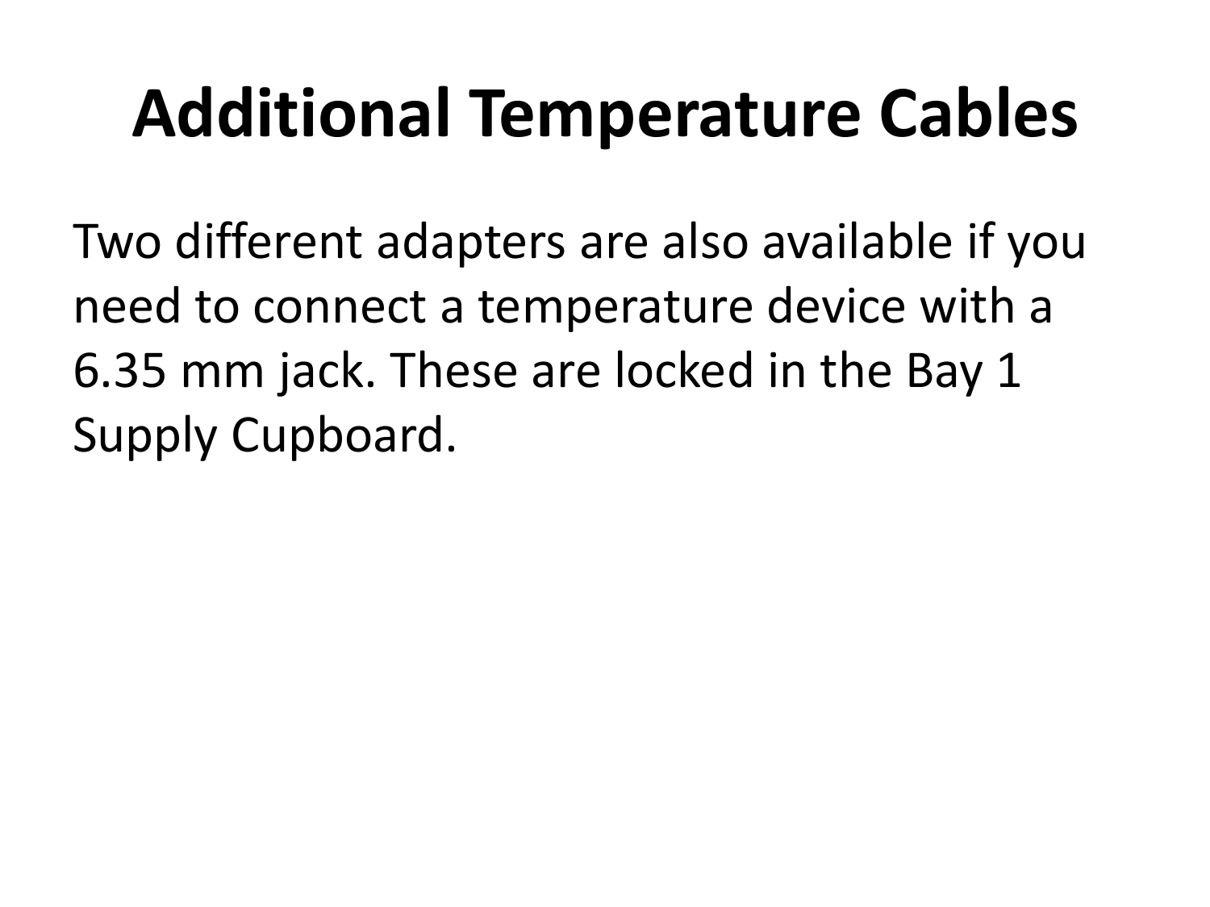# Additional Temperature Cables

Two different adapters are also available if you need to connect a temperature device with a 6.35 mm jack. These are locked in the Bay 1 Supply Cupboard.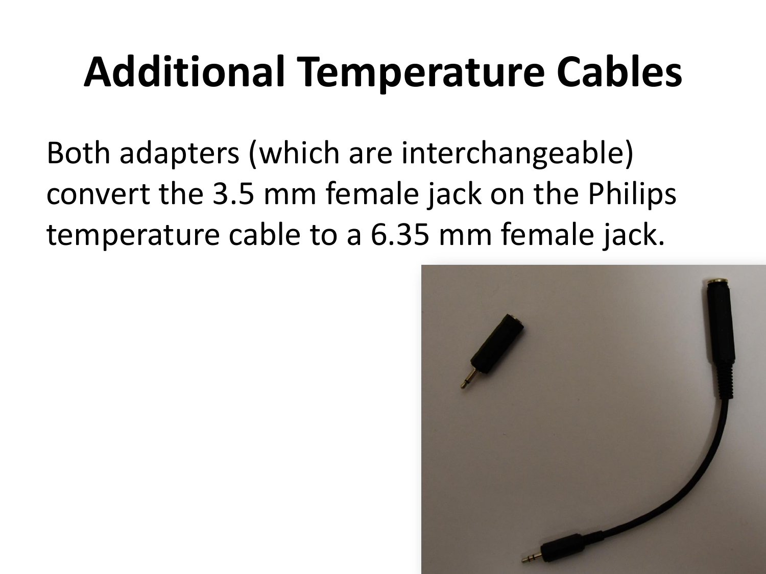# Additional Temperature Cables

Both adapters (which are interchangeable) convert the 3.5 mm female jack on the Philips temperature cable to a 6.35 mm female jack.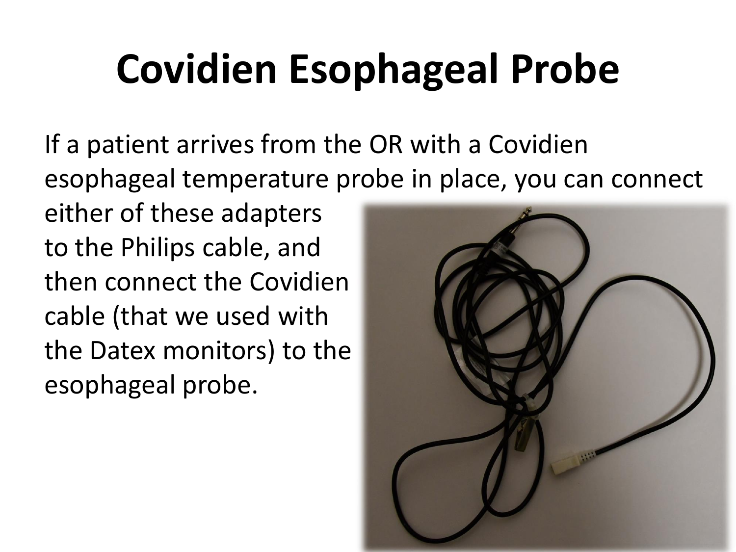# Covidien Esophageal Probe

If a patient arrives from the OR with a Covidien esophageal temperature probe in place, you can connect either of these adapters to the Philips cable, and then connect the Covidien cable (that we used with the Datex monitors) to the esophageal probe.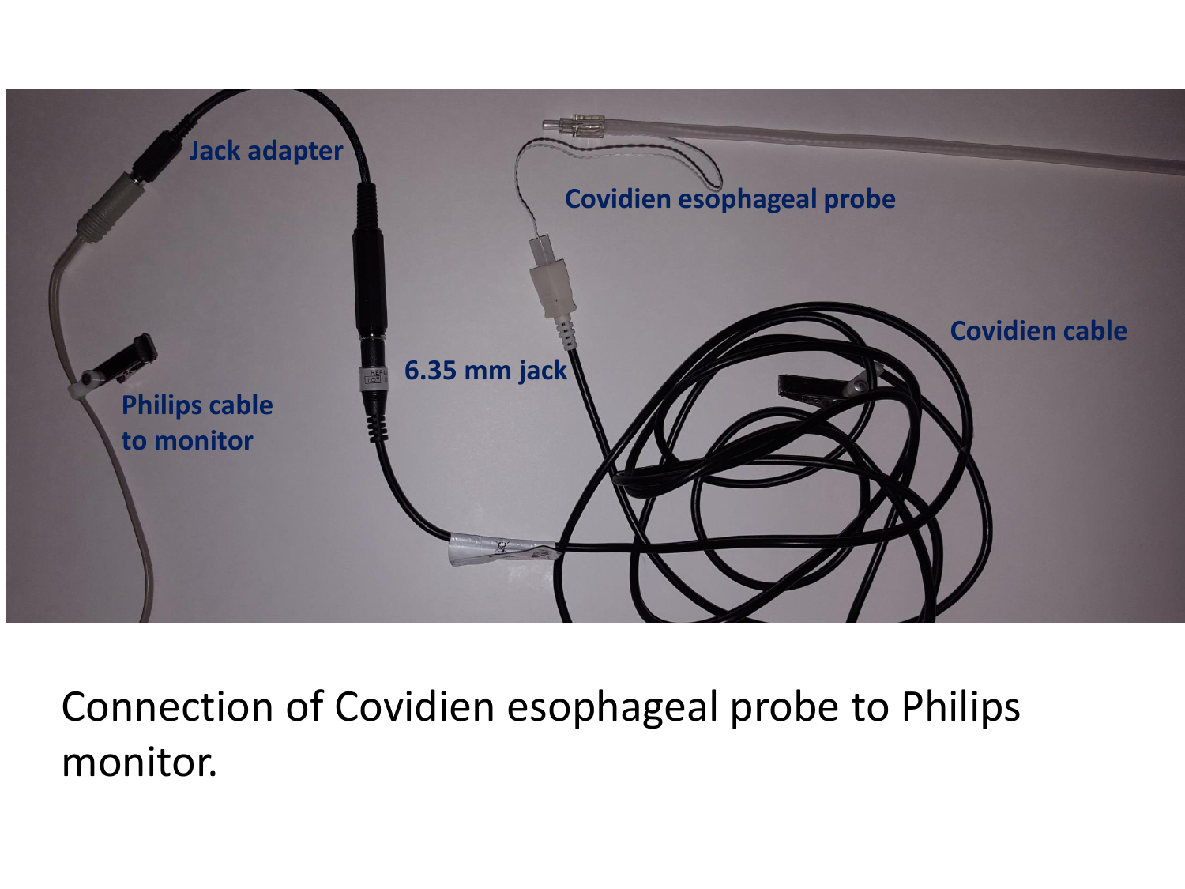Jack adapter

Covidien esophageal probe

Covidien cable

6.35 mm jack

Philips cable to monitor

Connection of Covidien esophageal probe to Philips monitor.